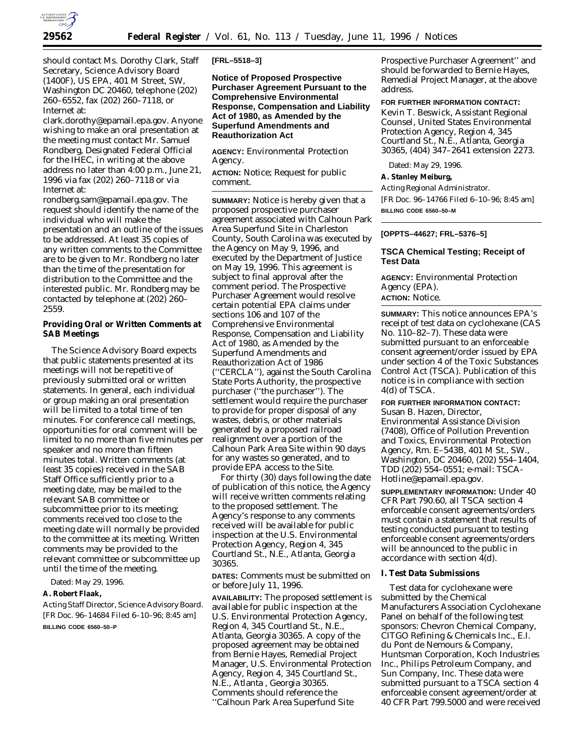should contact Ms. Dorothy Clark, Staff Secretary, Science Advisory Board (1400F), US EPA, 401 M Street, SW, Washington DC 20460, telephone (202) 260–6552, fax (202) 260–7118, or Internet at: clark.dorothy@epamail.epa.gov. Anyone wishing to make an oral presentation at the meeting must contact Mr. Samuel Rondberg, Designated Federal Official for the IHEC, in writing at the above address no later than 4:00 p.m., June 21, 1996 via fax (202) 260–7118 or via Internet at: rondberg.sam@epamail.epa.gov. The request should identify the name of the individual who will make the presentation and an outline of the issues to be addressed. At least 35 copies of any written comments to the Committee are to be given to Mr. Rondberg no later than the time of the presentation for distribution to the Committee and the interested public. Mr. Rondberg may be contacted by telephone at (202) 260–2559.

**Providing Oral or Written Comments at SAB Meetings**

The Science Advisory Board expects that public statements presented at its meetings will not be repetitive of previously submitted oral or written statements. In general, each individual or group making an oral presentation will be limited to a total time of ten minutes. For conference call meetings, opportunities for oral comment will be limited to no more than five minutes per speaker and no more than fifteen minutes total. Written comments (at least 35 copies) received in the SAB Staff Office sufficiently prior to a meeting date, may be mailed to the relevant SAB committee or subcommittee prior to its meeting; comments received too close to the meeting date will normally be provided to the committee at its meeting. Written comments may be provided to the relevant committee or subcommittee up until the time of the meeting.

Dated: May 29, 1996.

**A. Robert Flaak,**

*Acting Staff Director, Science Advisory Board.*

[FR Doc. 96–14684 Filed 6–10–96; 8:45 am]

**BILLING CODE 6560–50–P**

**[FRL–5518–3]**

**Notice of Proposed Prospective Purchaser Agreement Pursuant to the Comprehensive Environmental Response, Compensation and Liability Act of 1980, as Amended by the Superfund Amendments and Reauthorization Act**

**AGENCY:** Environmental Protection Agency.

**ACTION:** Notice; Request for public comment.

**SUMMARY:** Notice is hereby given that a proposed prospective purchaser agreement associated with Calhoun Park Area Superfund Site in Charleston County, South Carolina was executed by the Agency on May 9, 1996, and executed by the Department of Justice on May 19, 1996. This agreement is subject to final approval after the comment period. The Prospective Purchaser Agreement would resolve certain potential EPA claims under sections 106 and 107 of the Comprehensive Environmental Response, Compensation and Liability Act of 1980, as Amended by the Superfund Amendments and Reauthorization Act of 1986 (''CERCLA''), against the South Carolina State Ports Authority, the prospective purchaser (''the purchaser''). The settlement would require the purchaser to provide for proper disposal of any wastes, debris, or other materials generated by a proposed railroad realignment over a portion of the Calhoun Park Area Site within 90 days for any wastes so generated, and to provide EPA access to the Site.

For thirty (30) days following the date of publication of this notice, the Agency will receive written comments relating to the proposed settlement. The Agency's response to any comments received will be available for public inspection at the U.S. Environmental Protection Agency, Region 4, 345 Courtland St., N.E., Atlanta, Georgia 30365.

**DATES:** Comments must be submitted on or before July 11, 1996.

**AVAILABILITY:** The proposed settlement is available for public inspection at the U.S. Environmental Protection Agency, Region 4, 345 Courtland St., N.E., Atlanta, Georgia 30365. A copy of the proposed agreement may be obtained from Bernie Hayes, Remedial Project Manager, U.S. Environmental Protection Agency, Region 4, 345 Courtland St., N.E., Atlanta , Georgia 30365. Comments should reference the ''Calhoun Park Area Superfund Site Prospective Purchaser Agreement'' and should be forwarded to Bernie Hayes, Remedial Project Manager, at the above address.

**FOR FURTHER INFORMATION CONTACT:** Kevin T. Beswick, Assistant Regional Counsel, United States Environmental Protection Agency, Region 4, 345 Courtland St., N.E., Atlanta, Georgia 30365, (404) 347–2641 extension 2273.

Dated: May 29, 1996.

**A. Stanley Meiburg,**

*Acting Regional Administrator.*

[FR Doc. 96–14766 Filed 6–10–96; 8:45 am]

**BILLING CODE 6560–50–M**

**[OPPTS–44627; FRL–5376–5]**

**TSCA Chemical Testing; Receipt of Test Data**

**AGENCY:** Environmental Protection Agency (EPA).

**ACTION:** Notice.

**SUMMARY:** This notice announces EPA's receipt of test data on cyclohexane (CAS No. 110–82–7). These data were submitted pursuant to an enforceable consent agreement/order issued by EPA under section 4 of the Toxic Substances Control Act (TSCA). Publication of this notice is in compliance with section 4(d) of TSCA.

**FOR FURTHER INFORMATION CONTACT:** Susan B. Hazen, Director, Environmental Assistance Division (7408), Office of Pollution Prevention and Toxics, Environmental Protection Agency, Rm. E–543B, 401 M St., SW., Washington, DC 20460, (202) 554–1404, TDD (202) 554–0551; e-mail: TSCA-Hotline@epamail.epa.gov.

**SUPPLEMENTARY INFORMATION:** Under 40 CFR Part 790.60, all TSCA section 4 enforceable consent agreements/orders must contain a statement that results of testing conducted pursuant to testing enforceable consent agreements/orders will be announced to the public in accordance with section 4(d).

**I. Test Data Submissions**

Test data for cyclohexane were submitted by the Chemical Manufacturers Association Cyclohexane Panel on behalf of the following test sponsors: Chevron Chemical Company, CITGO Refining & Chemicals Inc., E.I. du Pont de Nemours & Company, Huntsman Corporation, Koch Industries Inc., Philips Petroleum Company, and Sun Company, Inc. These data were submitted pursuant to a TSCA section 4 enforceable consent agreement/order at 40 CFR Part 799.5000 and were received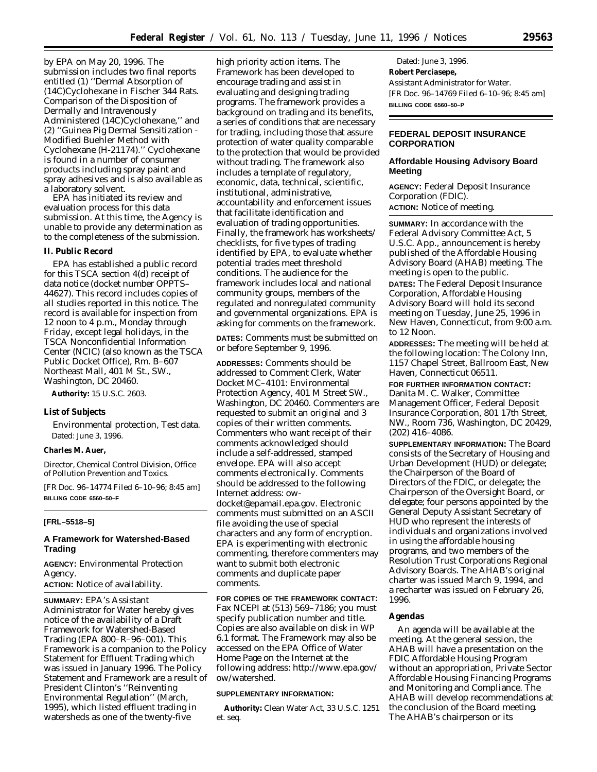by EPA on May 20, 1996. The submission includes two final reports entitled (1) ''Dermal Absorption of (14C)Cyclohexane in Fischer 344 Rats. Comparison of the Disposition of Dermally and Intravenously Administered (14C)Cyclohexane,'' and (2) ''Guinea Pig Dermal Sensitization - Modified Buehler Method with Cyclohexane (H-21174).'' Cyclohexane is found in a number of consumer products including spray paint and spray adhesives and is also available as a laboratory solvent.

EPA has initiated its review and evaluation process for this data submission. At this time, the Agency is unable to provide any determination as to the completeness of the submission.

## II. Public Record

EPA has established a public record for this TSCA section 4(d) receipt of data notice (docket number OPPTS–44627). This record includes copies of all studies reported in this notice. The record is available for inspection from 12 noon to 4 p.m., Monday through Friday, except legal holidays, in the TSCA Nonconfidential Information Center (NCIC) (also known as the TSCA Public Docket Office), Rm. B–607 Northeast Mall, 401 M St., SW., Washington, DC 20460.

**Authority:** 15 U.S.C. 2603.

## List of Subjects

Environmental protection, Test data.

Dated: June 3, 1996.

**Charles M. Auer,**

*Director, Chemical Control Division, Office of Pollution Prevention and Toxics.*

[FR Doc. 96–14774 Filed 6–10–96; 8:45 am]

**BILLING CODE 6560–50–F**

---

**[FRL–5518–5]**

## A Framework for Watershed-Based Trading

**AGENCY:** Environmental Protection Agency.

**ACTION:** Notice of availability.

**SUMMARY:** EPA's Assistant Administrator for Water hereby gives notice of the availability of a Draft Framework for Watershed-Based Trading (EPA 800–R–96–001). This Framework is a companion to the Policy Statement for Effluent Trading which was issued in January 1996. The Policy Statement and Framework are a result of President Clinton's ''Reinventing Environmental Regulation'' (March, 1995), which listed effluent trading in watersheds as one of the twenty-five high priority action items. The Framework has been developed to encourage trading and assist in evaluating and designing trading programs. The framework provides a background on trading and its benefits, a series of conditions that are necessary for trading, including those that assure protection of water quality comparable to the protection that would be provided without trading. The framework also includes a template of regulatory, economic, data, technical, scientific, institutional, administrative, accountability and enforcement issues that facilitate identification and evaluation of trading opportunities. Finally, the framework has worksheets/checklists, for five types of trading identified by EPA, to evaluate whether potential trades meet threshold conditions. The audience for the framework includes local and national community groups, members of the regulated and nonregulated community and governmental organizations. EPA is asking for comments on the framework.

**DATES:** Comments must be submitted on or before September 9, 1996.

**ADDRESSES:** Comments should be addressed to Comment Clerk, Water Docket MC–4101: Environmental Protection Agency, 401 M Street SW., Washington, DC 20460. Commenters are requested to submit an original and 3 copies of their written comments. Commenters who want receipt of their comments acknowledged should include a self-addressed, stamped envelope. EPA will also accept comments electronically. Comments should be addressed to the following Internet address: ow-docket@epamail.epa.gov. Electronic comments must submitted on an ASCII file avoiding the use of special characters and any form of encryption. EPA is experimenting with electronic commenting, therefore commenters may want to submit both electronic comments and duplicate paper comments.

**FOR COPIES OF THE FRAMEWORK CONTACT:** Fax NCEPI at (513) 569–7186; you must specify publication number and title. Copies are also available on disk in WP 6.1 format. The Framework may also be accessed on the EPA Office of Water Home Page on the Internet at the following address: http://www.epa.gov/ow/watershed.

**SUPPLEMENTARY INFORMATION:**

**Authority:** Clean Water Act, 33 U.S.C. 1251 et. seq.

Dated: June 3, 1996.

**Robert Perciasepe,**

*Assistant Administrator for Water.*

[FR Doc. 96–14769 Filed 6–10–96; 8:45 am]

**BILLING CODE 6560–50–P**

---

# FEDERAL DEPOSIT INSURANCE CORPORATION

## Affordable Housing Advisory Board Meeting

**AGENCY:** Federal Deposit Insurance Corporation (FDIC).

**ACTION:** Notice of meeting.

**SUMMARY:** In accordance with the Federal Advisory Committee Act, 5 U.S.C. App., announcement is hereby published of the Affordable Housing Advisory Board (AHAB) meeting. The meeting is open to the public.

**DATES:** The Federal Deposit Insurance Corporation, Affordable Housing Advisory Board will hold its second meeting on Tuesday, June 25, 1996 in New Haven, Connecticut, from 9:00 a.m. to 12 Noon.

**ADDRESSES:** The meeting will be held at the following location: The Colony Inn, 1157 Chapel Street, Ballroom East, New Haven, Connecticut 06511.

**FOR FURTHER INFORMATION CONTACT:** Danita M. C. Walker, Committee Management Officer, Federal Deposit Insurance Corporation, 801 17th Street, NW., Room 736, Washington, DC 20429, (202) 416–4086.

**SUPPLEMENTARY INFORMATION:** The Board consists of the Secretary of Housing and Urban Development (HUD) or delegate; the Chairperson of the Board of Directors of the FDIC, or delegate; the Chairperson of the Oversight Board, or delegate; four persons appointed by the General Deputy Assistant Secretary of HUD who represent the interests of individuals and organizations involved in using the affordable housing programs, and two members of the Resolution Trust Corporations Regional Advisory Boards. The AHAB's original charter was issued March 9, 1994, and a recharter was issued on February 26, 1996.

## Agendas

An agenda will be available at the meeting. At the general session, the AHAB will have a presentation on the FDIC Affordable Housing Program without an appropriation, Private Sector Affordable Housing Financing Programs and Monitoring and Compliance. The AHAB will develop recommendations at the conclusion of the Board meeting. The AHAB's chairperson or its